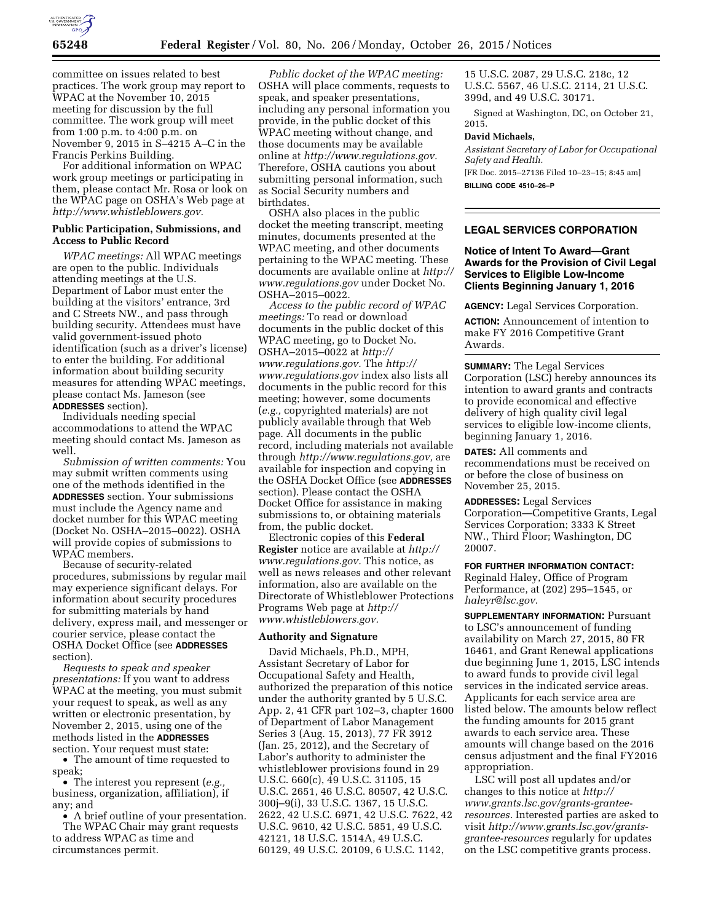committee on issues related to best practices. The work group may report to WPAC at the November 10, 2015 meeting for discussion by the full committee. The work group will meet from 1:00 p.m. to 4:00 p.m. on November 9, 2015 in S–4215 A–C in the Francis Perkins Building.

For additional information on WPAC work group meetings or participating in them, please contact Mr. Rosa or look on the WPAC page on OSHA's Web page at *http://www.whistleblowers.gov.*

### Public Participation, Submissions, and Access to Public Record

*WPAC meetings:* All WPAC meetings are open to the public. Individuals attending meetings at the U.S. Department of Labor must enter the building at the visitors' entrance, 3rd and C Streets NW., and pass through building security. Attendees must have valid government-issued photo identification (such as a driver's license) to enter the building. For additional information about building security measures for attending WPAC meetings, please contact Ms. Jameson (see **ADDRESSES** section).

Individuals needing special accommodations to attend the WPAC meeting should contact Ms. Jameson as well.

*Submission of written comments:* You may submit written comments using one of the methods identified in the **ADDRESSES** section. Your submissions must include the Agency name and docket number for this WPAC meeting (Docket No. OSHA–2015–0022). OSHA will provide copies of submissions to WPAC members.

Because of security-related procedures, submissions by regular mail may experience significant delays. For information about security procedures for submitting materials by hand delivery, express mail, and messenger or courier service, please contact the OSHA Docket Office (see **ADDRESSES** section).

*Requests to speak and speaker presentations:* If you want to address WPAC at the meeting, you must submit your request to speak, as well as any written or electronic presentation, by November 2, 2015, using one of the methods listed in the **ADDRESSES** section. Your request must state:

- The amount of time requested to speak;
- The interest you represent (*e.g.,* business, organization, affiliation), if any; and
- A brief outline of your presentation.

The WPAC Chair may grant requests to address WPAC as time and circumstances permit.

*Public docket of the WPAC meeting:* OSHA will place comments, requests to speak, and speaker presentations, including any personal information you provide, in the public docket of this WPAC meeting without change, and those documents may be available online at *http://www.regulations.gov.* Therefore, OSHA cautions you about submitting personal information, such as Social Security numbers and birthdates.

OSHA also places in the public docket the meeting transcript, meeting minutes, documents presented at the WPAC meeting, and other documents pertaining to the WPAC meeting. These documents are available online at *http://www.regulations.gov* under Docket No. OSHA–2015–0022.

*Access to the public record of WPAC meetings:* To read or download documents in the public docket of this WPAC meeting, go to Docket No. OSHA–2015–0022 at *http://www.regulations.gov.* The *http://www.regulations.gov* index also lists all documents in the public record for this meeting; however, some documents (*e.g.,* copyrighted materials) are not publicly available through that Web page. All documents in the public record, including materials not available through *http://www.regulations.gov,* are available for inspection and copying in the OSHA Docket Office (see **ADDRESSES** section). Please contact the OSHA Docket Office for assistance in making submissions to, or obtaining materials from, the public docket.

Electronic copies of this **Federal Register** notice are available at *http://www.regulations.gov.* This notice, as well as news releases and other relevant information, also are available on the Directorate of Whistleblower Protections Programs Web page at *http://www.whistleblowers.gov.*

### Authority and Signature

David Michaels, Ph.D., MPH, Assistant Secretary of Labor for Occupational Safety and Health, authorized the preparation of this notice under the authority granted by 5 U.S.C. App. 2, 41 CFR part 102–3, chapter 1600 of Department of Labor Management Series 3 (Aug. 15, 2013), 77 FR 3912 (Jan. 25, 2012), and the Secretary of Labor's authority to administer the whistleblower provisions found in 29 U.S.C. 660(c), 49 U.S.C. 31105, 15 U.S.C. 2651, 46 U.S.C. 80507, 42 U.S.C. 300j–9(i), 33 U.S.C. 1367, 15 U.S.C. 2622, 42 U.S.C. 6971, 42 U.S.C. 7622, 42 U.S.C. 9610, 42 U.S.C. 5851, 49 U.S.C. 42121, 18 U.S.C. 1514A, 49 U.S.C. 60129, 49 U.S.C. 20109, 6 U.S.C. 1142, 15 U.S.C. 2087, 29 U.S.C. 218c, 12 U.S.C. 5567, 46 U.S.C. 2114, 21 U.S.C. 399d, and 49 U.S.C. 30171.

Signed at Washington, DC, on October 21, 2015.

**David Michaels,**

*Assistant Secretary of Labor for Occupational Safety and Health.*

[FR Doc. 2015–27136 Filed 10–23–15; 8:45 am]

**BILLING CODE 4510–26–P**

---

## LEGAL SERVICES CORPORATION

### Notice of Intent To Award—Grant Awards for the Provision of Civil Legal Services to Eligible Low-Income Clients Beginning January 1, 2016

**AGENCY:** Legal Services Corporation.

**ACTION:** Announcement of intention to make FY 2016 Competitive Grant Awards.

**SUMMARY:** The Legal Services Corporation (LSC) hereby announces its intention to award grants and contracts to provide economical and effective delivery of high quality civil legal services to eligible low-income clients, beginning January 1, 2016.

**DATES:** All comments and recommendations must be received on or before the close of business on November 25, 2015.

**ADDRESSES:** Legal Services Corporation—Competitive Grants, Legal Services Corporation; 3333 K Street NW., Third Floor; Washington, DC 20007.

**FOR FURTHER INFORMATION CONTACT:** Reginald Haley, Office of Program Performance, at (202) 295–1545, or *haleyr@lsc.gov.*

**SUPPLEMENTARY INFORMATION:** Pursuant to LSC's announcement of funding availability on March 27, 2015, 80 FR 16461, and Grant Renewal applications due beginning June 1, 2015, LSC intends to award funds to provide civil legal services in the indicated service areas. Applicants for each service area are listed below. The amounts below reflect the funding amounts for 2015 grant awards to each service area. These amounts will change based on the 2016 census adjustment and the final FY2016 appropriation.

LSC will post all updates and/or changes to this notice at *http://www.grants.lsc.gov/grants-grantee-resources.* Interested parties are asked to visit *http://www.grants.lsc.gov/grants-grantee-resources* regularly for updates on the LSC competitive grants process.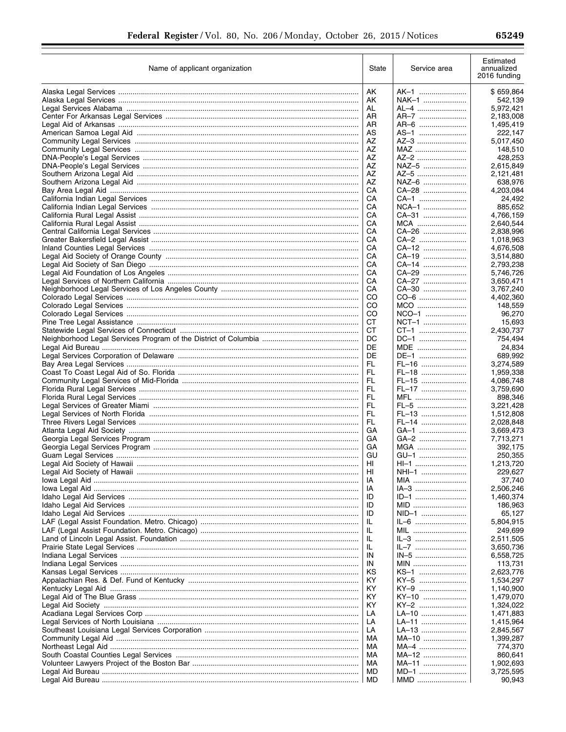| Name of applicant organization | State | Service area | Estimated annualized 2016 funding |
|---|---|---|---|
| Alaska Legal Services | AK | AK–1 | $ 659,864 |
| Alaska Legal Services | AK | NAK–1 | 542,139 |
| Legal Services Alabama | AL | AL–4 | 5,972,421 |
| Center For Arkansas Legal Services | AR | AR–7 | 2,183,008 |
| Legal Aid of Arkansas | AR | AR–6 | 1,495,419 |
| American Samoa Legal Aid | AS | AS–1 | 222,147 |
| Community Legal Services | AZ | AZ–3 | 5,017,450 |
| Community Legal Services | AZ | MAZ | 148,510 |
| DNA-People's Legal Services | AZ | AZ–2 | 428,253 |
| DNA-People's Legal Services | AZ | NAZ–5 | 2,615,849 |
| Southern Arizona Legal Aid | AZ | AZ–5 | 2,121,481 |
| Southern Arizona Legal Aid | AZ | NAZ–6 | 638,976 |
| Bay Area Legal Aid | CA | CA–28 | 4,203,084 |
| California Indian Legal Services | CA | CA–1 | 24,492 |
| California Indian Legal Services | CA | NCA–1 | 885,652 |
| California Rural Legal Assist | CA | CA–31 | 4,766,159 |
| California Rural Legal Assist | CA | MCA | 2,640,544 |
| Central California Legal Services | CA | CA–26 | 2,838,996 |
| Greater Bakersfield Legal Assist | CA | CA–2 | 1,018,963 |
| Inland Counties Legal Services | CA | CA–12 | 4,676,508 |
| Legal Aid Society of Orange County | CA | CA–19 | 3,514,880 |
| Legal Aid Society of San Diego | CA | CA–14 | 2,793,238 |
| Legal Aid Foundation of Los Angeles | CA | CA–29 | 5,746,726 |
| Legal Services of Northern California | CA | CA–27 | 3,650,471 |
| Neighborhood Legal Services of Los Angeles County | CA | CA–30 | 3,767,240 |
| Colorado Legal Services | CO | CO–6 | 4,402,360 |
| Colorado Legal Services | CO | MCO | 148,559 |
| Colorado Legal Services | CO | NCO–1 | 96,270 |
| Pine Tree Legal Assistance | CT | NCT–1 | 15,693 |
| Statewide Legal Services of Connecticut | CT | CT–1 | 2,430,737 |
| Neighborhood Legal Services Program of the District of Columbia | DC | DC–1 | 754,494 |
| Legal Aid Bureau | DE | MDE | 24,834 |
| Legal Services Corporation of Delaware | DE | DE–1 | 689,992 |
| Bay Area Legal Services | FL | FL–16 | 3,274,589 |
| Coast To Coast Legal Aid of So. Florida | FL | FL–18 | 1,959,338 |
| Community Legal Services of Mid-Florida | FL | FL–15 | 4,086,748 |
| Florida Rural Legal Services | FL | FL–17 | 3,759,690 |
| Florida Rural Legal Services | FL | MFL | 898,346 |
| Legal Services of Greater Miami | FL | FL–5 | 3,221,428 |
| Legal Services of North Florida | FL | FL–13 | 1,512,808 |
| Three Rivers Legal Services | FL | FL–14 | 2,028,848 |
| Atlanta Legal Aid Society | GA | GA–1 | 3,669,473 |
| Georgia Legal Services Program | GA | GA–2 | 7,713,271 |
| Georgia Legal Services Program | GA | MGA | 392,175 |
| Guam Legal Services | GU | GU–1 | 250,355 |
| Legal Aid Society of Hawaii | HI | HI–1 | 1,213,720 |
| Legal Aid Society of Hawaii | HI | NHI–1 | 229,627 |
| Iowa Legal Aid | IA | MIA | 37,740 |
| Iowa Legal Aid | IA | IA–3 | 2,506,246 |
| Idaho Legal Aid Services | ID | ID–1 | 1,460,374 |
| Idaho Legal Aid Services | ID | MID | 186,963 |
| Idaho Legal Aid Services | ID | NID–1 | 65,127 |
| LAF (Legal Assist Foundation. Metro. Chicago) | IL | IL–6 | 5,804,915 |
| LAF (Legal Assist Foundation. Metro. Chicago) | IL | MIL | 249,699 |
| Land of Lincoln Legal Assist. Foundation | IL | IL–3 | 2,511,505 |
| Prairie State Legal Services | IL | IL–7 | 3,650,736 |
| Indiana Legal Services | IN | IN–5 | 6,558,725 |
| Indiana Legal Services | IN | MIN | 113,731 |
| Kansas Legal Services | KS | KS–1 | 2,623,776 |
| Appalachian Res. & Def. Fund of Kentucky | KY | KY–5 | 1,534,297 |
| Kentucky Legal Aid | KY | KY–9 | 1,140,900 |
| Legal Aid of The Blue Grass | KY | KY–10 | 1,479,070 |
| Legal Aid Society | KY | KY–2 | 1,324,022 |
| Acadiana Legal Services Corp | LA | LA–10 | 1,471,883 |
| Legal Services of North Louisiana | LA | LA–11 | 1,415,964 |
| Southeast Louisiana Legal Services Corporation | LA | LA–13 | 2,845,567 |
| Community Legal Aid | MA | MA–10 | 1,399,287 |
| Northeast Legal Aid | MA | MA–4 | 774,370 |
| South Coastal Counties Legal Services | MA | MA–12 | 860,641 |
| Volunteer Lawyers Project of the Boston Bar | MA | MA–11 | 1,902,693 |
| Legal Aid Bureau | MD | MD–1 | 3,725,595 |
| Legal Aid Bureau | MD | MMD | 90,943 |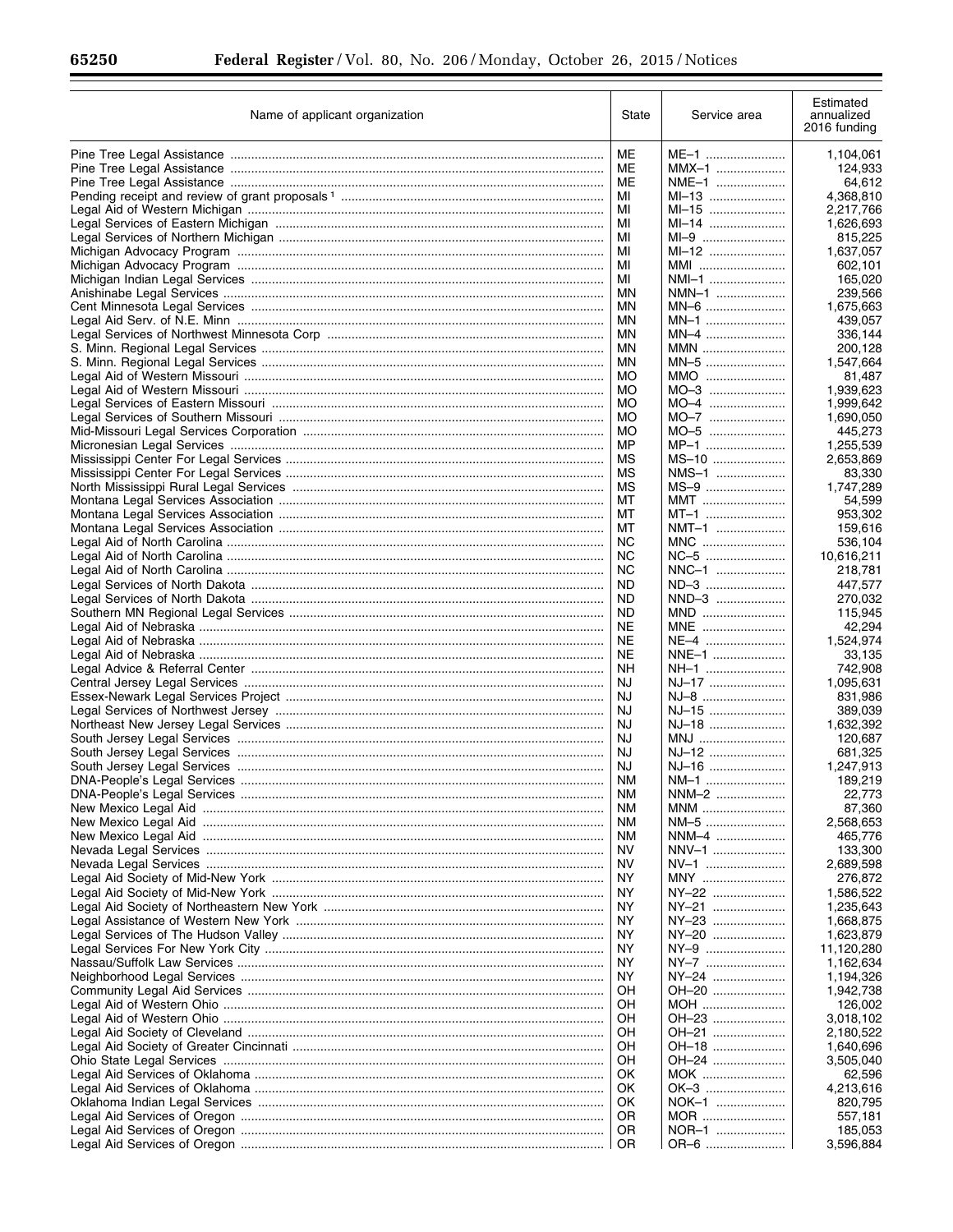| Name of applicant organization | State | Service area | Estimated annualized 2016 funding |
|---|---|---|---|
| Pine Tree Legal Assistance | ME | ME–1 | 1,104,061 |
| Pine Tree Legal Assistance | ME | MMX–1 | 124,933 |
| Pine Tree Legal Assistance | ME | NME–1 | 64,612 |
| Pending receipt and review of grant proposals [1] | MI | MI–13 | 4,368,810 |
| Legal Aid of Western Michigan | MI | MI–15 | 2,217,766 |
| Legal Services of Eastern Michigan | MI | MI–14 | 1,626,693 |
| Legal Services of Northern Michigan | MI | MI–9 | 815,225 |
| Michigan Advocacy Program | MI | MI–12 | 1,637,057 |
| Michigan Advocacy Program | MI | MMI | 602,101 |
| Michigan Indian Legal Services | MI | NMI–1 | 165,020 |
| Anishinabe Legal Services | MN | NMN–1 | 239,566 |
| Cent Minnesota Legal Services | MN | MN–6 | 1,675,663 |
| Legal Aid Serv. of N.E. Minn | MN | MN–1 | 439,057 |
| Legal Services of Northwest Minnesota Corp | MN | MN–4 | 336,144 |
| S. Minn. Regional Legal Services | MN | MMN | 200,128 |
| S. Minn. Regional Legal Services | MN | MN–5 | 1,547,664 |
| Legal Aid of Western Missouri | MO | MMO | 81,487 |
| Legal Aid of Western Missouri | MO | MO–3 | 1,939,623 |
| Legal Services of Eastern Missouri | MO | MO–4 | 1,999,642 |
| Legal Services of Southern Missouri | MO | MO–7 | 1,690,050 |
| Mid-Missouri Legal Services Corporation | MO | MO–5 | 445,273 |
| Micronesian Legal Services | MP | MP–1 | 1,255,539 |
| Mississippi Center For Legal Services | MS | MS–10 | 2,653,869 |
| Mississippi Center For Legal Services | MS | NMS–1 | 83,330 |
| North Mississippi Rural Legal Services | MS | MS–9 | 1,747,289 |
| Montana Legal Services Association | MT | MMT | 54,599 |
| Montana Legal Services Association | MT | MT–1 | 953,302 |
| Montana Legal Services Association | MT | NMT–1 | 159,616 |
| Legal Aid of North Carolina | NC | MNC | 536,104 |
| Legal Aid of North Carolina | NC | NC–5 | 10,616,211 |
| Legal Aid of North Carolina | NC | NNC–1 | 218,781 |
| Legal Services of North Dakota | ND | ND–3 | 447,577 |
| Legal Services of North Dakota | ND | NND–3 | 270,032 |
| Southern MN Regional Legal Services | ND | MND | 115,945 |
| Legal Aid of Nebraska | NE | MNE | 42,294 |
| Legal Aid of Nebraska | NE | NE–4 | 1,524,974 |
| Legal Aid of Nebraska | NE | NNE–1 | 33,135 |
| Legal Advice & Referral Center | NH | NH–1 | 742,908 |
| Central Jersey Legal Services | NJ | NJ–17 | 1,095,631 |
| Essex-Newark Legal Services Project | NJ | NJ–8 | 831,986 |
| Legal Services of Northwest Jersey | NJ | NJ–15 | 389,039 |
| Northeast New Jersey Legal Services | NJ | NJ–18 | 1,632,392 |
| South Jersey Legal Services | NJ | MNJ | 120,687 |
| South Jersey Legal Services | NJ | NJ–12 | 681,325 |
| South Jersey Legal Services | NJ | NJ–16 | 1,247,913 |
| DNA-People's Legal Services | NM | NM–1 | 189,219 |
| DNA-People's Legal Services | NM | NNM–2 | 22,773 |
| New Mexico Legal Aid | NM | MNM | 87,360 |
| New Mexico Legal Aid | NM | NM–5 | 2,568,653 |
| New Mexico Legal Aid | NM | NNM–4 | 465,776 |
| Nevada Legal Services | NV | NNV–1 | 133,300 |
| Nevada Legal Services | NV | NV–1 | 2,689,598 |
| Legal Aid Society of Mid-New York | NY | MNY | 276,872 |
| Legal Aid Society of Mid-New York | NY | NY–22 | 1,586,522 |
| Legal Aid Society of Northeastern New York | NY | NY–21 | 1,235,643 |
| Legal Assistance of Western New York | NY | NY–23 | 1,668,875 |
| Legal Services of The Hudson Valley | NY | NY–20 | 1,623,879 |
| Legal Services For New York City | NY | NY–9 | 11,120,280 |
| Nassau/Suffolk Law Services | NY | NY–7 | 1,162,634 |
| Neighborhood Legal Services | NY | NY–24 | 1,194,326 |
| Community Legal Aid Services | OH | OH–20 | 1,942,738 |
| Legal Aid of Western Ohio | OH | MOH | 126,002 |
| Legal Aid of Western Ohio | OH | OH–23 | 3,018,102 |
| Legal Aid Society of Cleveland | OH | OH–21 | 2,180,522 |
| Legal Aid Society of Greater Cincinnati | OH | OH–18 | 1,640,696 |
| Ohio State Legal Services | OH | OH–24 | 3,505,040 |
| Legal Aid Services of Oklahoma | OK | MOK | 62,596 |
| Legal Aid Services of Oklahoma | OK | OK–3 | 4,213,616 |
| Oklahoma Indian Legal Services | OK | NOK–1 | 820,795 |
| Legal Aid Services of Oregon | OR | MOR | 557,181 |
| Legal Aid Services of Oregon | OR | NOR–1 | 185,053 |
| Legal Aid Services of Oregon | OR | OR–6 | 3,596,884 |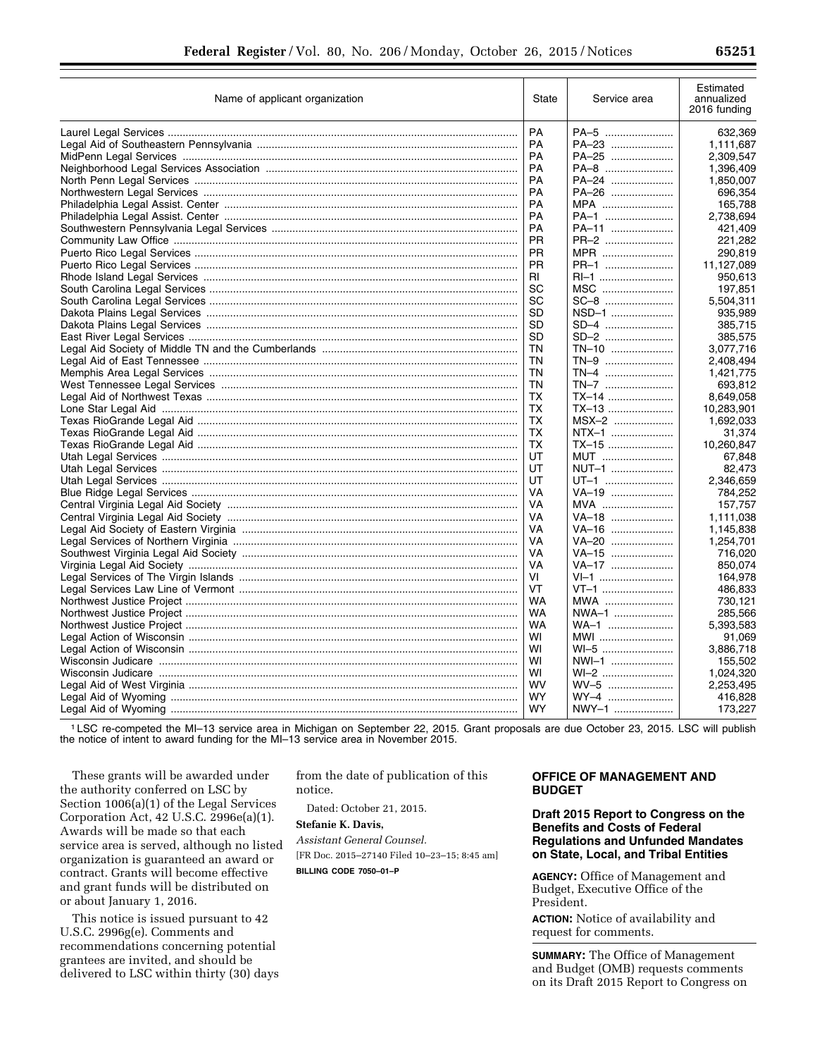| Name of applicant organization | State | Service area | Estimated annualized 2016 funding |
|---|---|---|---|
| Laurel Legal Services | PA | PA–5 | 632,369 |
| Legal Aid of Southeastern Pennsylvania | PA | PA–23 | 1,111,687 |
| MidPenn Legal Services | PA | PA–25 | 2,309,547 |
| Neighborhood Legal Services Association | PA | PA–8 | 1,396,409 |
| North Penn Legal Services | PA | PA–24 | 1,850,007 |
| Northwestern Legal Services | PA | PA–26 | 696,354 |
| Philadelphia Legal Assist. Center | PA | MPA | 165,788 |
| Philadelphia Legal Assist. Center | PA | PA–1 | 2,738,694 |
| Southwestern Pennsylvania Legal Services | PA | PA–11 | 421,409 |
| Community Law Office | PR | PR–2 | 221,282 |
| Puerto Rico Legal Services | PR | MPR | 290,819 |
| Puerto Rico Legal Services | PR | PR–1 | 11,127,089 |
| Rhode Island Legal Services | RI | RI–1 | 950,613 |
| South Carolina Legal Services | SC | MSC | 197,851 |
| South Carolina Legal Services | SC | SC–8 | 5,504,311 |
| Dakota Plains Legal Services | SD | NSD–1 | 935,989 |
| Dakota Plains Legal Services | SD | SD–4 | 385,715 |
| East River Legal Services | SD | SD–2 | 385,575 |
| Legal Aid Society of Middle TN and the Cumberlands | TN | TN–10 | 3,077,716 |
| Legal Aid of East Tennessee | TN | TN–9 | 2,408,494 |
| Memphis Area Legal Services | TN | TN–4 | 1,421,775 |
| West Tennessee Legal Services | TN | TN–7 | 693,812 |
| Legal Aid of Northwest Texas | TX | TX–14 | 8,649,058 |
| Lone Star Legal Aid | TX | TX–13 | 10,283,901 |
| Texas RioGrande Legal Aid | TX | MSX–2 | 1,692,033 |
| Texas RioGrande Legal Aid | TX | NTX–1 | 31,374 |
| Texas RioGrande Legal Aid | TX | TX–15 | 10,260,847 |
| Utah Legal Services | UT | MUT | 67,848 |
| Utah Legal Services | UT | NUT–1 | 82,473 |
| Utah Legal Services | UT | UT–1 | 2,346,659 |
| Blue Ridge Legal Services | VA | VA–19 | 784,252 |
| Central Virginia Legal Aid Society | VA | MVA | 157,757 |
| Central Virginia Legal Aid Society | VA | VA–18 | 1,111,038 |
| Legal Aid Society of Eastern Virginia | VA | VA–16 | 1,145,838 |
| Legal Services of Northern Virginia | VA | VA–20 | 1,254,701 |
| Southwest Virginia Legal Aid Society | VA | VA–15 | 716,020 |
| Virginia Legal Aid Society | VA | VA–17 | 850,074 |
| Legal Services of The Virgin Islands | VI | VI–1 | 164,978 |
| Legal Services Law Line of Vermont | VT | VT–1 | 486,833 |
| Northwest Justice Project | WA | MWA | 730,121 |
| Northwest Justice Project | WA | NWA–1 | 285,566 |
| Northwest Justice Project | WA | WA–1 | 5,393,583 |
| Legal Action of Wisconsin | WI | MWI | 91,069 |
| Legal Action of Wisconsin | WI | WI–5 | 3,886,718 |
| Wisconsin Judicare | WI | NWI–1 | 155,502 |
| Wisconsin Judicare | WI | WI–2 | 1,024,320 |
| Legal Aid of West Virginia | WV | WV–5 | 2,253,495 |
| Legal Aid of Wyoming | WY | WY–4 | 416,828 |
| Legal Aid of Wyoming | WY | NWY–1 | 173,227 |

[1] LSC re-competed the MI–13 service area in Michigan on September 22, 2015. Grant proposals are due October 23, 2015. LSC will publish the notice of intent to award funding for the MI–13 service area in November 2015.

These grants will be awarded under the authority conferred on LSC by Section 1006(a)(1) of the Legal Services Corporation Act, 42 U.S.C. 2996e(a)(1). Awards will be made so that each service area is served, although no listed organization is guaranteed an award or contract. Grants will become effective and grant funds will be distributed on or about January 1, 2016.

This notice is issued pursuant to 42 U.S.C. 2996g(e). Comments and recommendations concerning potential grantees are invited, and should be delivered to LSC within thirty (30) days from the date of publication of this notice.

Dated: October 21, 2015.

**Stefanie K. Davis,**

*Assistant General Counsel.*

[FR Doc. 2015–27140 Filed 10–23–15; 8:45 am]

**BILLING CODE 7050–01–P**

## OFFICE OF MANAGEMENT AND BUDGET

### Draft 2015 Report to Congress on the Benefits and Costs of Federal Regulations and Unfunded Mandates on State, Local, and Tribal Entities

**AGENCY:** Office of Management and Budget, Executive Office of the President.

**ACTION:** Notice of availability and request for comments.

**SUMMARY:** The Office of Management and Budget (OMB) requests comments on its Draft 2015 Report to Congress on